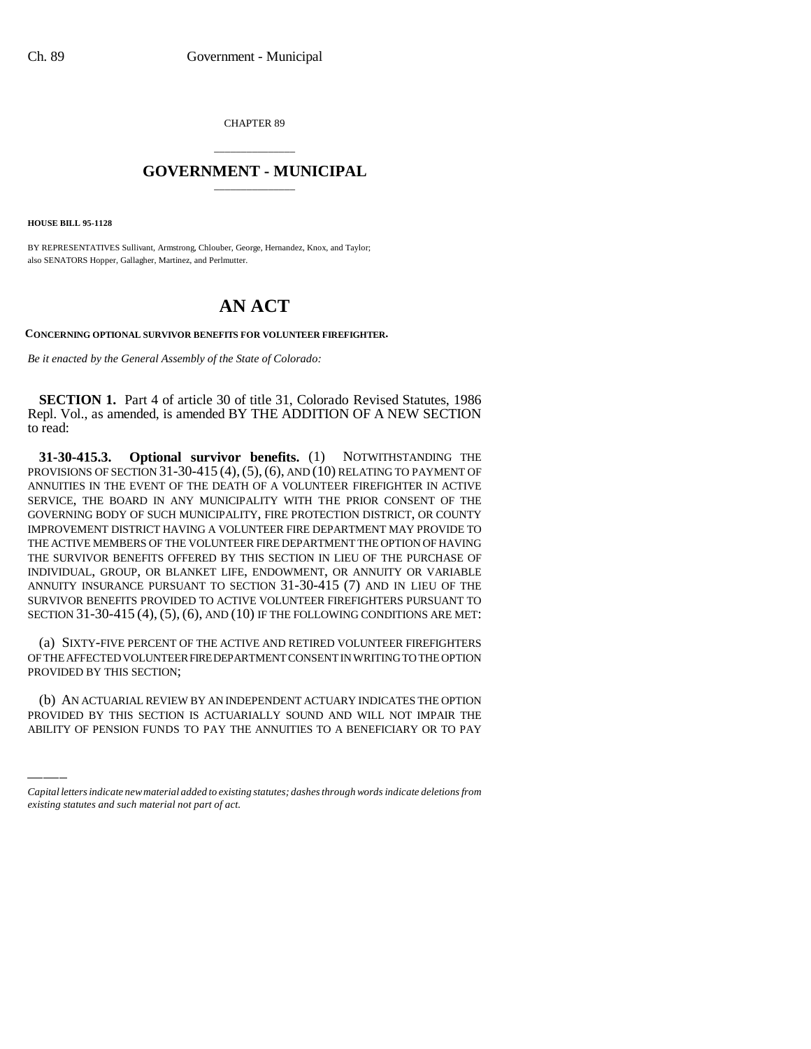CHAPTER 89

# GOVERNMENT - MUNICIPAL

**HOUSE BILL 95-1128**

BY REPRESENTATIVES Sullivant, Armstrong, Chlouber, George, Hernandez, Knox, and Taylor; also SENATORS Hopper, Gallagher, Martinez, and Perlmutter.

# AN ACT

**CONCERNING OPTIONAL SURVIVOR BENEFITS FOR VOLUNTEER FIREFIGHTER.**

*Be it enacted by the General Assembly of the State of Colorado:*

**SECTION 1.** Part 4 of article 30 of title 31, Colorado Revised Statutes, 1986 Repl. Vol., as amended, is amended BY THE ADDITION OF A NEW SECTION to read:

**31-30-415.3. Optional survivor benefits.** (1) NOTWITHSTANDING THE PROVISIONS OF SECTION 31-30-415 (4), (5), (6), AND (10) RELATING TO PAYMENT OF ANNUITIES IN THE EVENT OF THE DEATH OF A VOLUNTEER FIREFIGHTER IN ACTIVE SERVICE, THE BOARD IN ANY MUNICIPALITY WITH THE PRIOR CONSENT OF THE GOVERNING BODY OF SUCH MUNICIPALITY, FIRE PROTECTION DISTRICT, OR COUNTY IMPROVEMENT DISTRICT HAVING A VOLUNTEER FIRE DEPARTMENT MAY PROVIDE TO THE ACTIVE MEMBERS OF THE VOLUNTEER FIRE DEPARTMENT THE OPTION OF HAVING THE SURVIVOR BENEFITS OFFERED BY THIS SECTION IN LIEU OF THE PURCHASE OF INDIVIDUAL, GROUP, OR BLANKET LIFE, ENDOWMENT, OR ANNUITY OR VARIABLE ANNUITY INSURANCE PURSUANT TO SECTION 31-30-415 (7) AND IN LIEU OF THE SURVIVOR BENEFITS PROVIDED TO ACTIVE VOLUNTEER FIREFIGHTERS PURSUANT TO SECTION 31-30-415 (4), (5), (6), AND (10) IF THE FOLLOWING CONDITIONS ARE MET:

(a) SIXTY-FIVE PERCENT OF THE ACTIVE AND RETIRED VOLUNTEER FIREFIGHTERS OF THE AFFECTED VOLUNTEER FIRE DEPARTMENT CONSENT IN WRITING TO THE OPTION PROVIDED BY THIS SECTION;

(b) AN ACTUARIAL REVIEW BY AN INDEPENDENT ACTUARY INDICATES THE OPTION PROVIDED BY THIS SECTION IS ACTUARIALLY SOUND AND WILL NOT IMPAIR THE ABILITY OF PENSION FUNDS TO PAY THE ANNUITIES TO A BENEFICIARY OR TO PAY

*Capital letters indicate new material added to existing statutes; dashes through words indicate deletions from existing statutes and such material not part of act.*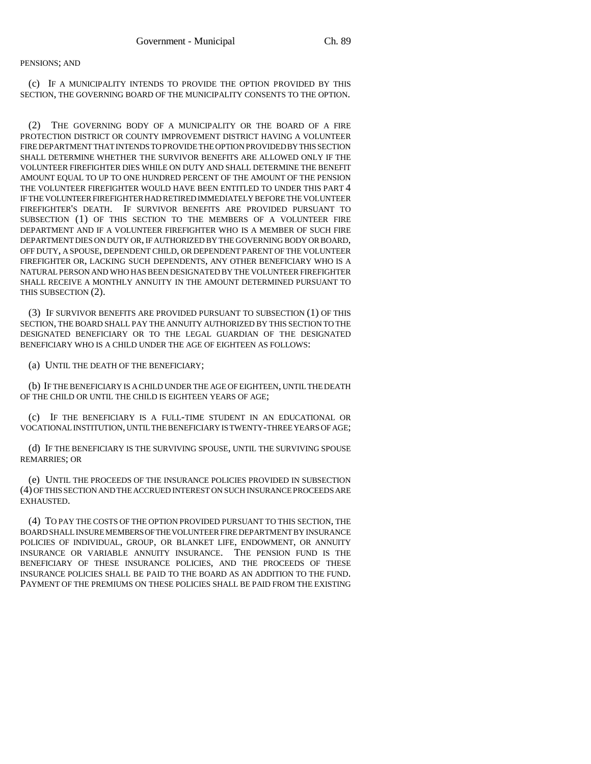PENSIONS; AND

(c) IF A MUNICIPALITY INTENDS TO PROVIDE THE OPTION PROVIDED BY THIS SECTION, THE GOVERNING BOARD OF THE MUNICIPALITY CONSENTS TO THE OPTION.

(2) THE GOVERNING BODY OF A MUNICIPALITY OR THE BOARD OF A FIRE PROTECTION DISTRICT OR COUNTY IMPROVEMENT DISTRICT HAVING A VOLUNTEER FIRE DEPARTMENT THAT INTENDS TO PROVIDE THE OPTION PROVIDED BY THIS SECTION SHALL DETERMINE WHETHER THE SURVIVOR BENEFITS ARE ALLOWED ONLY IF THE VOLUNTEER FIREFIGHTER DIES WHILE ON DUTY AND SHALL DETERMINE THE BENEFIT AMOUNT EQUAL TO UP TO ONE HUNDRED PERCENT OF THE AMOUNT OF THE PENSION THE VOLUNTEER FIREFIGHTER WOULD HAVE BEEN ENTITLED TO UNDER THIS PART 4 IF THE VOLUNTEER FIREFIGHTER HAD RETIRED IMMEDIATELY BEFORE THE VOLUNTEER FIREFIGHTER'S DEATH. IF SURVIVOR BENEFITS ARE PROVIDED PURSUANT TO SUBSECTION (1) OF THIS SECTION TO THE MEMBERS OF A VOLUNTEER FIRE DEPARTMENT AND IF A VOLUNTEER FIREFIGHTER WHO IS A MEMBER OF SUCH FIRE DEPARTMENT DIES ON DUTY OR, IF AUTHORIZED BY THE GOVERNING BODY OR BOARD, OFF DUTY, A SPOUSE, DEPENDENT CHILD, OR DEPENDENT PARENT OF THE VOLUNTEER FIREFIGHTER OR, LACKING SUCH DEPENDENTS, ANY OTHER BENEFICIARY WHO IS A NATURAL PERSON AND WHO HAS BEEN DESIGNATED BY THE VOLUNTEER FIREFIGHTER SHALL RECEIVE A MONTHLY ANNUITY IN THE AMOUNT DETERMINED PURSUANT TO THIS SUBSECTION (2).

(3) IF SURVIVOR BENEFITS ARE PROVIDED PURSUANT TO SUBSECTION (1) OF THIS SECTION, THE BOARD SHALL PAY THE ANNUITY AUTHORIZED BY THIS SECTION TO THE DESIGNATED BENEFICIARY OR TO THE LEGAL GUARDIAN OF THE DESIGNATED BENEFICIARY WHO IS A CHILD UNDER THE AGE OF EIGHTEEN AS FOLLOWS:

(a) UNTIL THE DEATH OF THE BENEFICIARY;

(b) IF THE BENEFICIARY IS A CHILD UNDER THE AGE OF EIGHTEEN, UNTIL THE DEATH OF THE CHILD OR UNTIL THE CHILD IS EIGHTEEN YEARS OF AGE;

(c) IF THE BENEFICIARY IS A FULL-TIME STUDENT IN AN EDUCATIONAL OR VOCATIONAL INSTITUTION, UNTIL THE BENEFICIARY IS TWENTY-THREE YEARS OF AGE;

(d) IF THE BENEFICIARY IS THE SURVIVING SPOUSE, UNTIL THE SURVIVING SPOUSE REMARRIES; OR

(e) UNTIL THE PROCEEDS OF THE INSURANCE POLICIES PROVIDED IN SUBSECTION (4) OF THIS SECTION AND THE ACCRUED INTEREST ON SUCH INSURANCE PROCEEDS ARE EXHAUSTED.

(4) TO PAY THE COSTS OF THE OPTION PROVIDED PURSUANT TO THIS SECTION, THE BOARD SHALL INSURE MEMBERS OF THE VOLUNTEER FIRE DEPARTMENT BY INSURANCE POLICIES OF INDIVIDUAL, GROUP, OR BLANKET LIFE, ENDOWMENT, OR ANNUITY INSURANCE OR VARIABLE ANNUITY INSURANCE. THE PENSION FUND IS THE BENEFICIARY OF THESE INSURANCE POLICIES, AND THE PROCEEDS OF THESE INSURANCE POLICIES SHALL BE PAID TO THE BOARD AS AN ADDITION TO THE FUND. PAYMENT OF THE PREMIUMS ON THESE POLICIES SHALL BE PAID FROM THE EXISTING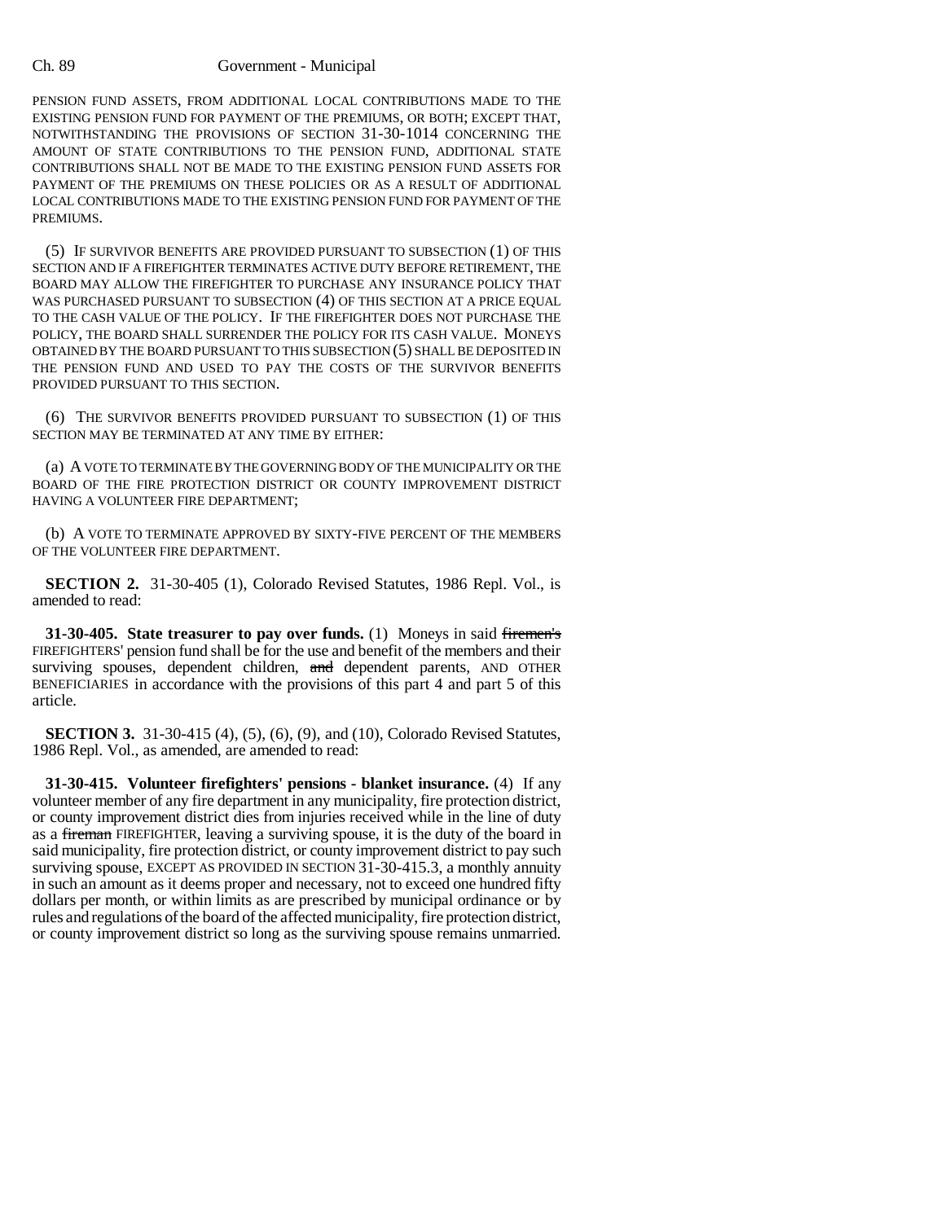PENSION FUND ASSETS, FROM ADDITIONAL LOCAL CONTRIBUTIONS MADE TO THE EXISTING PENSION FUND FOR PAYMENT OF THE PREMIUMS, OR BOTH; EXCEPT THAT, NOTWITHSTANDING THE PROVISIONS OF SECTION 31-30-1014 CONCERNING THE AMOUNT OF STATE CONTRIBUTIONS TO THE PENSION FUND, ADDITIONAL STATE CONTRIBUTIONS SHALL NOT BE MADE TO THE EXISTING PENSION FUND ASSETS FOR PAYMENT OF THE PREMIUMS ON THESE POLICIES OR AS A RESULT OF ADDITIONAL LOCAL CONTRIBUTIONS MADE TO THE EXISTING PENSION FUND FOR PAYMENT OF THE PREMIUMS.

(5) IF SURVIVOR BENEFITS ARE PROVIDED PURSUANT TO SUBSECTION (1) OF THIS SECTION AND IF A FIREFIGHTER TERMINATES ACTIVE DUTY BEFORE RETIREMENT, THE BOARD MAY ALLOW THE FIREFIGHTER TO PURCHASE ANY INSURANCE POLICY THAT WAS PURCHASED PURSUANT TO SUBSECTION (4) OF THIS SECTION AT A PRICE EQUAL TO THE CASH VALUE OF THE POLICY. IF THE FIREFIGHTER DOES NOT PURCHASE THE POLICY, THE BOARD SHALL SURRENDER THE POLICY FOR ITS CASH VALUE. MONEYS OBTAINED BY THE BOARD PURSUANT TO THIS SUBSECTION (5) SHALL BE DEPOSITED IN THE PENSION FUND AND USED TO PAY THE COSTS OF THE SURVIVOR BENEFITS PROVIDED PURSUANT TO THIS SECTION.

(6) THE SURVIVOR BENEFITS PROVIDED PURSUANT TO SUBSECTION (1) OF THIS SECTION MAY BE TERMINATED AT ANY TIME BY EITHER:

(a) A VOTE TO TERMINATE BY THE GOVERNING BODY OF THE MUNICIPALITY OR THE BOARD OF THE FIRE PROTECTION DISTRICT OR COUNTY IMPROVEMENT DISTRICT HAVING A VOLUNTEER FIRE DEPARTMENT;

(b) A VOTE TO TERMINATE APPROVED BY SIXTY-FIVE PERCENT OF THE MEMBERS OF THE VOLUNTEER FIRE DEPARTMENT.

**SECTION 2.** 31-30-405 (1), Colorado Revised Statutes, 1986 Repl. Vol., is amended to read:

**31-30-405. State treasurer to pay over funds.** (1) Moneys in said ~~firemen's~~ FIREFIGHTERS' pension fund shall be for the use and benefit of the members and their surviving spouses, dependent children, ~~and~~ dependent parents, AND OTHER BENEFICIARIES in accordance with the provisions of this part 4 and part 5 of this article.

**SECTION 3.** 31-30-415 (4), (5), (6), (9), and (10), Colorado Revised Statutes, 1986 Repl. Vol., as amended, are amended to read:

**31-30-415. Volunteer firefighters' pensions - blanket insurance.** (4) If any volunteer member of any fire department in any municipality, fire protection district, or county improvement district dies from injuries received while in the line of duty as a ~~fireman~~ FIREFIGHTER, leaving a surviving spouse, it is the duty of the board in said municipality, fire protection district, or county improvement district to pay such surviving spouse, EXCEPT AS PROVIDED IN SECTION 31-30-415.3, a monthly annuity in such an amount as it deems proper and necessary, not to exceed one hundred fifty dollars per month, or within limits as are prescribed by municipal ordinance or by rules and regulations of the board of the affected municipality, fire protection district, or county improvement district so long as the surviving spouse remains unmarried.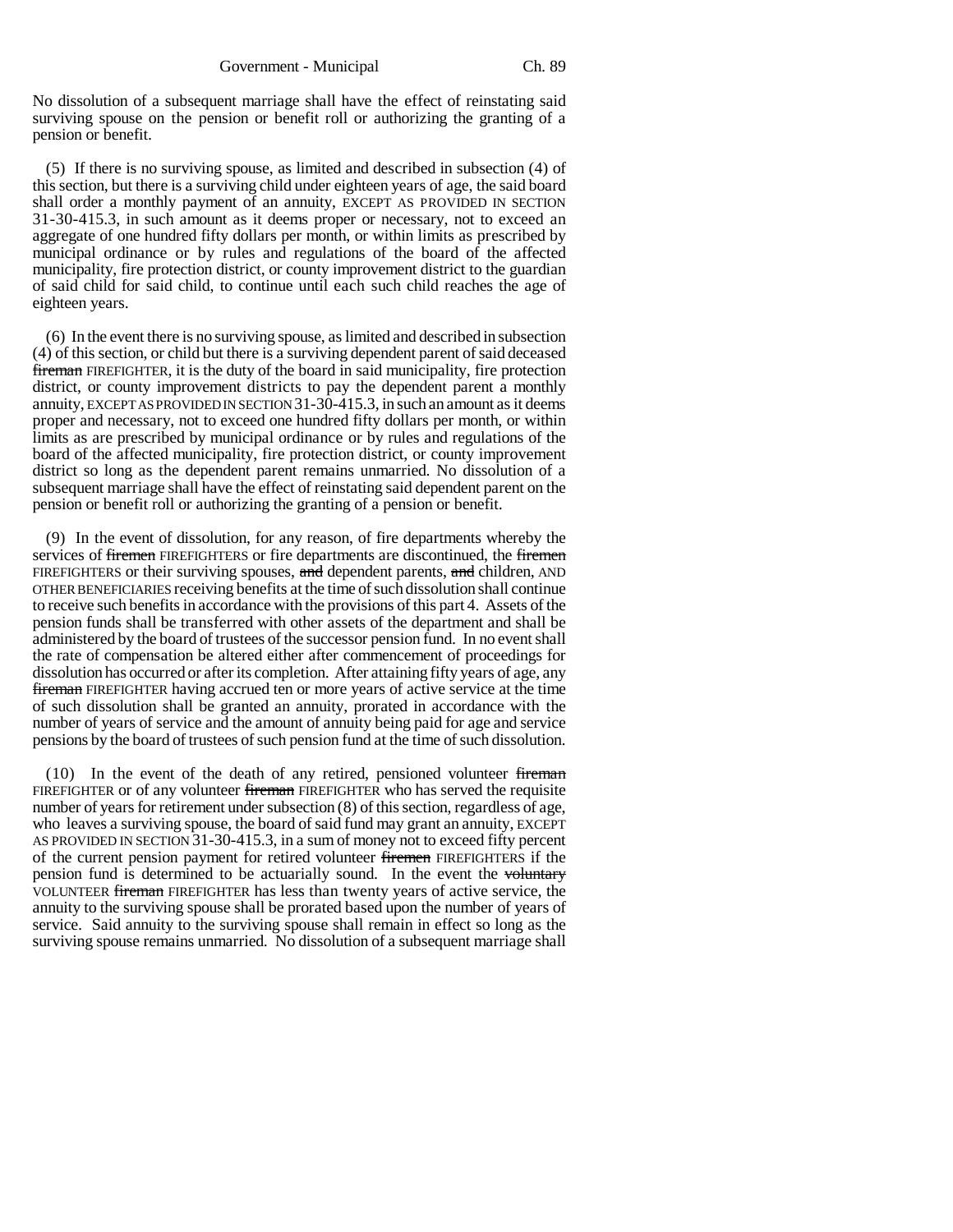No dissolution of a subsequent marriage shall have the effect of reinstating said surviving spouse on the pension or benefit roll or authorizing the granting of a pension or benefit.

(5) If there is no surviving spouse, as limited and described in subsection (4) of this section, but there is a surviving child under eighteen years of age, the said board shall order a monthly payment of an annuity, EXCEPT AS PROVIDED IN SECTION 31-30-415.3, in such amount as it deems proper or necessary, not to exceed an aggregate of one hundred fifty dollars per month, or within limits as prescribed by municipal ordinance or by rules and regulations of the board of the affected municipality, fire protection district, or county improvement district to the guardian of said child for said child, to continue until each such child reaches the age of eighteen years.

(6) In the event there is no surviving spouse, as limited and described in subsection (4) of this section, or child but there is a surviving dependent parent of said deceased ~~fireman~~ FIREFIGHTER, it is the duty of the board in said municipality, fire protection district, or county improvement districts to pay the dependent parent a monthly annuity, EXCEPT AS PROVIDED IN SECTION 31-30-415.3, in such an amount as it deems proper and necessary, not to exceed one hundred fifty dollars per month, or within limits as are prescribed by municipal ordinance or by rules and regulations of the board of the affected municipality, fire protection district, or county improvement district so long as the dependent parent remains unmarried. No dissolution of a subsequent marriage shall have the effect of reinstating said dependent parent on the pension or benefit roll or authorizing the granting of a pension or benefit.

(9) In the event of dissolution, for any reason, of fire departments whereby the services of ~~firemen~~ FIREFIGHTERS or fire departments are discontinued, the ~~firemen~~ FIREFIGHTERS or their surviving spouses, ~~and~~ dependent parents, ~~and~~ children, AND OTHER BENEFICIARIES receiving benefits at the time of such dissolution shall continue to receive such benefits in accordance with the provisions of this part 4. Assets of the pension funds shall be transferred with other assets of the department and shall be administered by the board of trustees of the successor pension fund. In no event shall the rate of compensation be altered either after commencement of proceedings for dissolution has occurred or after its completion. After attaining fifty years of age, any ~~fireman~~ FIREFIGHTER having accrued ten or more years of active service at the time of such dissolution shall be granted an annuity, prorated in accordance with the number of years of service and the amount of annuity being paid for age and service pensions by the board of trustees of such pension fund at the time of such dissolution.

(10) In the event of the death of any retired, pensioned volunteer ~~fireman~~ FIREFIGHTER or of any volunteer ~~fireman~~ FIREFIGHTER who has served the requisite number of years for retirement under subsection (8) of this section, regardless of age, who leaves a surviving spouse, the board of said fund may grant an annuity, EXCEPT AS PROVIDED IN SECTION 31-30-415.3, in a sum of money not to exceed fifty percent of the current pension payment for retired volunteer ~~firemen~~ FIREFIGHTERS if the pension fund is determined to be actuarially sound. In the event the ~~voluntary~~ VOLUNTEER ~~fireman~~ FIREFIGHTER has less than twenty years of active service, the annuity to the surviving spouse shall be prorated based upon the number of years of service. Said annuity to the surviving spouse shall remain in effect so long as the surviving spouse remains unmarried. No dissolution of a subsequent marriage shall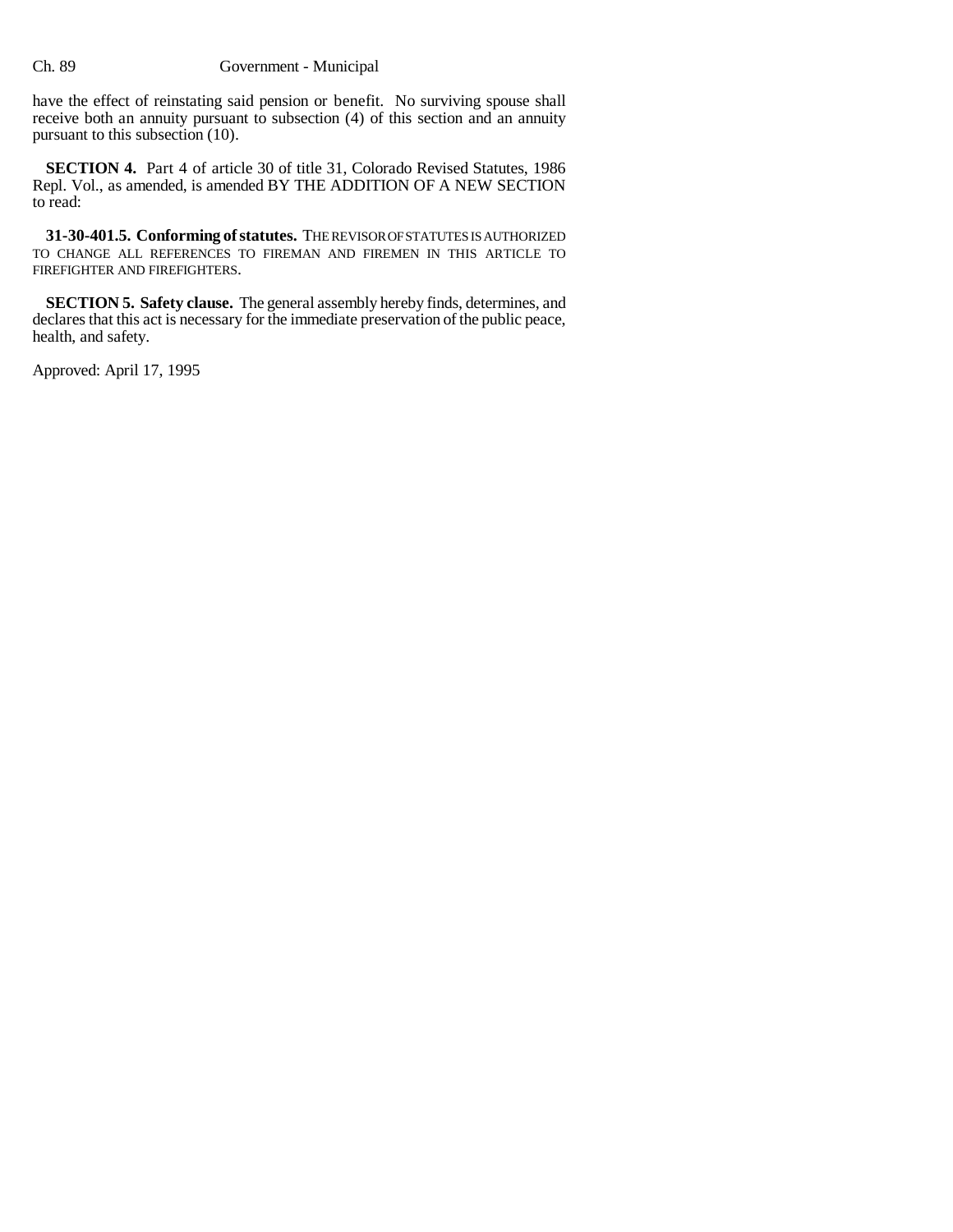have the effect of reinstating said pension or benefit. No surviving spouse shall receive both an annuity pursuant to subsection (4) of this section and an annuity pursuant to this subsection (10).

**SECTION 4.** Part 4 of article 30 of title 31, Colorado Revised Statutes, 1986 Repl. Vol., as amended, is amended BY THE ADDITION OF A NEW SECTION to read:

**31-30-401.5. Conforming of statutes.** THE REVISOR OF STATUTES IS AUTHORIZED TO CHANGE ALL REFERENCES TO FIREMAN AND FIREMEN IN THIS ARTICLE TO FIREFIGHTER AND FIREFIGHTERS.

**SECTION 5. Safety clause.** The general assembly hereby finds, determines, and declares that this act is necessary for the immediate preservation of the public peace, health, and safety.

Approved: April 17, 1995